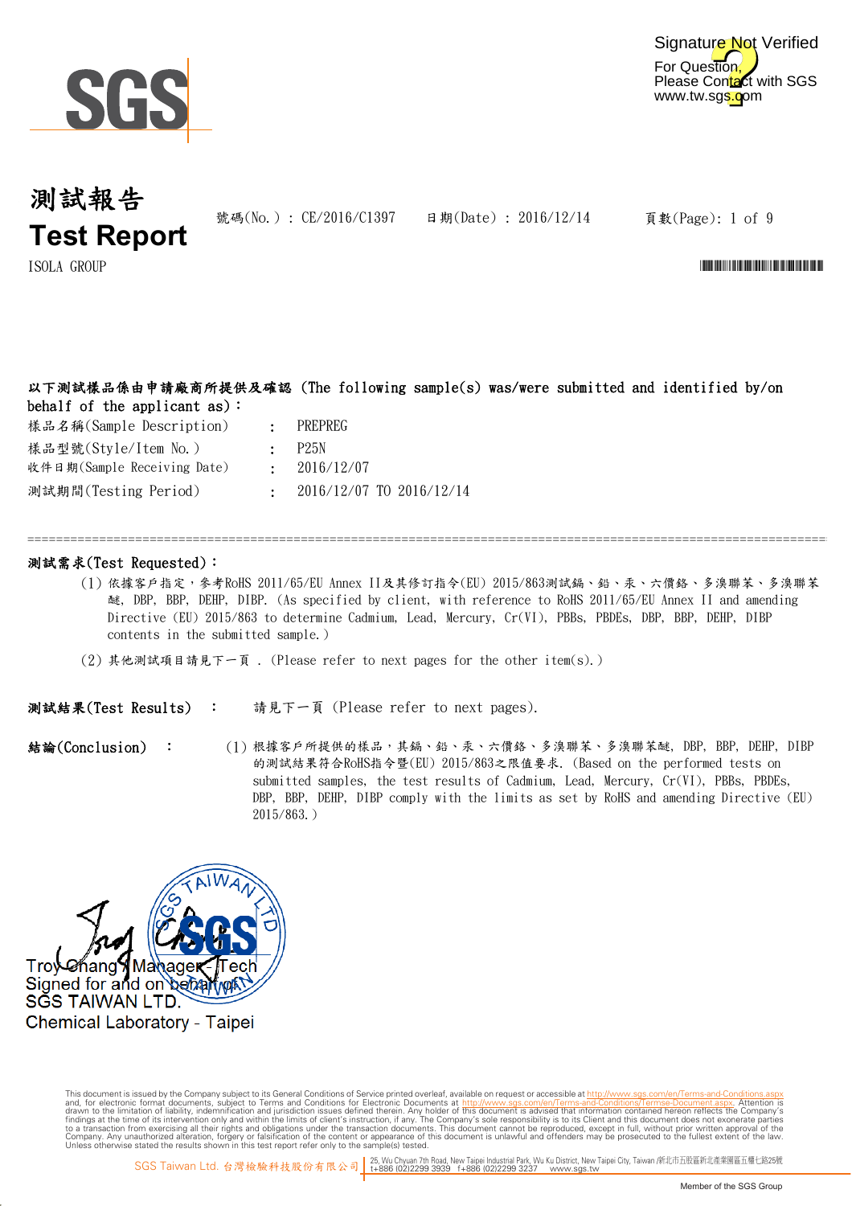# 測試報告
# Test Report

號碼(No.) : CE/2016/C1397　　日期(Date) : 2016/12/14

ISOLA GROUP

**以下測試樣品係由申請廠商所提供及確認 (The following sample(s) was/were submitted and identified by/on behalf of the applicant as)：**

| | | |
|---|---|---|
| 樣品名稱(Sample Description) | : | PREPREG |
| 樣品型號(Style/Item No.) | : | P25N |
| 收件日期(Sample Receiving Date) | : | 2016/12/07 |
| 測試期間(Testing Period) | : | 2016/12/07 TO 2016/12/14 |

**測試需求(Test Requested)：**

(1) 依據客戶指定，參考RoHS 2011/65/EU Annex II及其修訂指令(EU) 2015/863測試鎘、鉛、汞、六價鉻、多溴聯苯、多溴聯苯醚, DBP, BBP, DEHP, DIBP. (As specified by client, with reference to RoHS 2011/65/EU Annex II and amending Directive (EU) 2015/863 to determine Cadmium, Lead, Mercury, Cr(VI), PBBs, PBDEs, DBP, BBP, DEHP, DIBP contents in the submitted sample.)

(2) 其他測試項目請見下一頁 . (Please refer to next pages for the other item(s).)

**測試結果(Test Results)** : 請見下一頁 (Please refer to next pages).

**結論(Conclusion)** : (1) 根據客戶所提供的樣品，其鎘、鉛、汞、六價鉻、多溴聯苯、多溴聯苯醚, DBP, BBP, DEHP, DIBP 的測試結果符合RoHS指令暨(EU) 2015/863之限值要求. (Based on the performed tests on submitted samples, the test results of Cadmium, Lead, Mercury, Cr(VI), PBBs, PBDEs, DBP, BBP, DEHP, DIBP comply with the limits as set by RoHS and amending Directive (EU) 2015/863.)

Troy Chang / Manager / Tech
Signed for and on behalf of
SGS TAIWAN LTD.
Chemical Laboratory - Taipei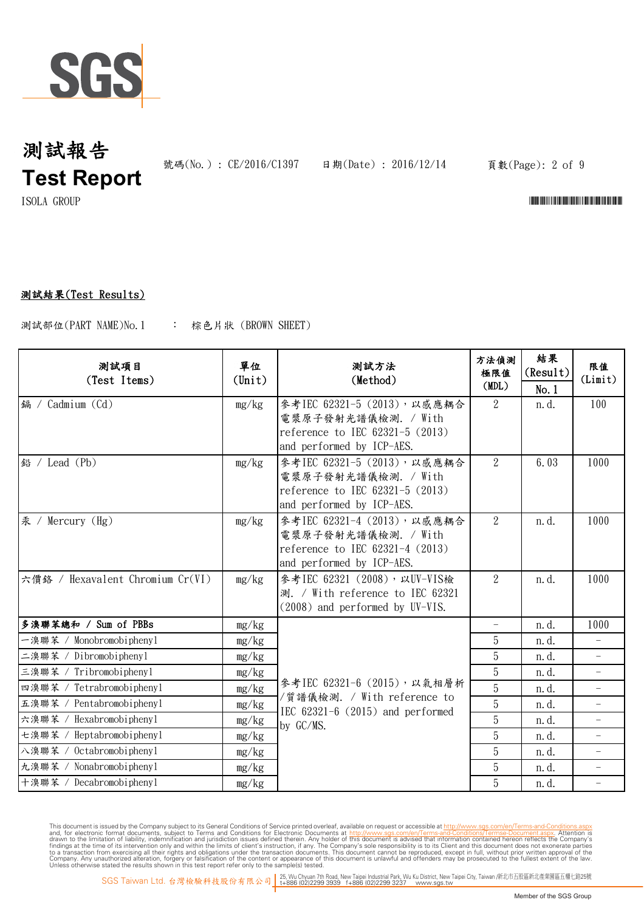# 測試報告
# Test Report

號碼(No.) : CE/2016/C1397　　日期(Date) : 2016/12/14

ISOLA GROUP

## 測試結果(Test Results)

測試部位(PART NAME)No.1　：　棕色片狀 (BROWN SHEET)

| 測試項目 (Test Items) | 單位 (Unit) | 測試方法 (Method) | 方法偵測極限值 (MDL) | 結果 (Result) No.1 | 限值 (Limit) |
|---|---|---|---|---|---|
| 鎘 / Cadmium (Cd) | mg/kg | 參考IEC 62321-5 (2013)，以感應耦合電漿原子發射光譜儀檢測. / With reference to IEC 62321-5 (2013) and performed by ICP-AES. | 2 | n.d. | 100 |
| 鉛 / Lead (Pb) | mg/kg | 參考IEC 62321-5 (2013)，以感應耦合電漿原子發射光譜儀檢測. / With reference to IEC 62321-5 (2013) and performed by ICP-AES. | 2 | 6.03 | 1000 |
| 汞 / Mercury (Hg) | mg/kg | 參考IEC 62321-4 (2013)，以感應耦合電漿原子發射光譜儀檢測. / With reference to IEC 62321-4 (2013) and performed by ICP-AES. | 2 | n.d. | 1000 |
| 六價鉻 / Hexavalent Chromium Cr(VI) | mg/kg | 參考IEC 62321 (2008)，以UV-VIS檢測. / With reference to IEC 62321 (2008) and performed by UV-VIS. | 2 | n.d. | 1000 |
| **多溴聯苯總和 / Sum of PBBs** | mg/kg | 參考IEC 62321-6 (2015)，以氣相層析/質譜儀檢測. / With reference to IEC 62321-6 (2015) and performed by GC/MS. | - | n.d. | 1000 |
| 一溴聯苯 / Monobromobiphenyl | mg/kg | | 5 | n.d. | - |
| 二溴聯苯 / Dibromobiphenyl | mg/kg | | 5 | n.d. | - |
| 三溴聯苯 / Tribromobiphenyl | mg/kg | | 5 | n.d. | - |
| 四溴聯苯 / Tetrabromobiphenyl | mg/kg | | 5 | n.d. | - |
| 五溴聯苯 / Pentabromobiphenyl | mg/kg | | 5 | n.d. | - |
| 六溴聯苯 / Hexabromobiphenyl | mg/kg | | 5 | n.d. | - |
| 七溴聯苯 / Heptabromobiphenyl | mg/kg | | 5 | n.d. | - |
| 八溴聯苯 / Octabromobiphenyl | mg/kg | | 5 | n.d. | - |
| 九溴聯苯 / Nonabromobiphenyl | mg/kg | | 5 | n.d. | - |
| 十溴聯苯 / Decabromobiphenyl | mg/kg | | 5 | n.d. | - |

This document is issued by the Company subject to its General Conditions of Service printed overleaf, available on request or accessible at http://www.sgs.com/en/Terms-and-Conditions.aspx and, for electronic format documents, subject to Terms and Conditions for Electronic Documents at http://www.sgs.com/en/Terms-and-Conditions/Terms-e-Document.aspx. Attention is drawn to the limitation of liability, indemnification and jurisdiction issues defined therein. Any holder of this document is advised that information contained hereon reflects the Company's findings at the time of its intervention only and within the limits of client's instruction, if any. The Company's sole responsibility is to its Client and this document does not exonerate parties to a transaction from exercising all their rights and obligations under the transaction documents. This document cannot be reproduced, except in full, without prior written approval of the Company. Any unauthorized alteration, forgery or falsification of the content or appearance of this document is unlawful and offenders may be prosecuted to the fullest extent of the law. Unless otherwise stated the results shown in this test report refer only to the sample(s) tested.

SGS Taiwan Ltd. 台灣檢驗科技股份有限公司 | 25, Wu Chyuan 7th Road, New Taipei Industrial Park, Wu Ku District, New Taipei City, Taiwan /新北市五股區新北產業園區五權七路25號 t+886 (02)2299 3939 f+886 (02)2299 3237 www.sgs.tw

Member of the SGS Group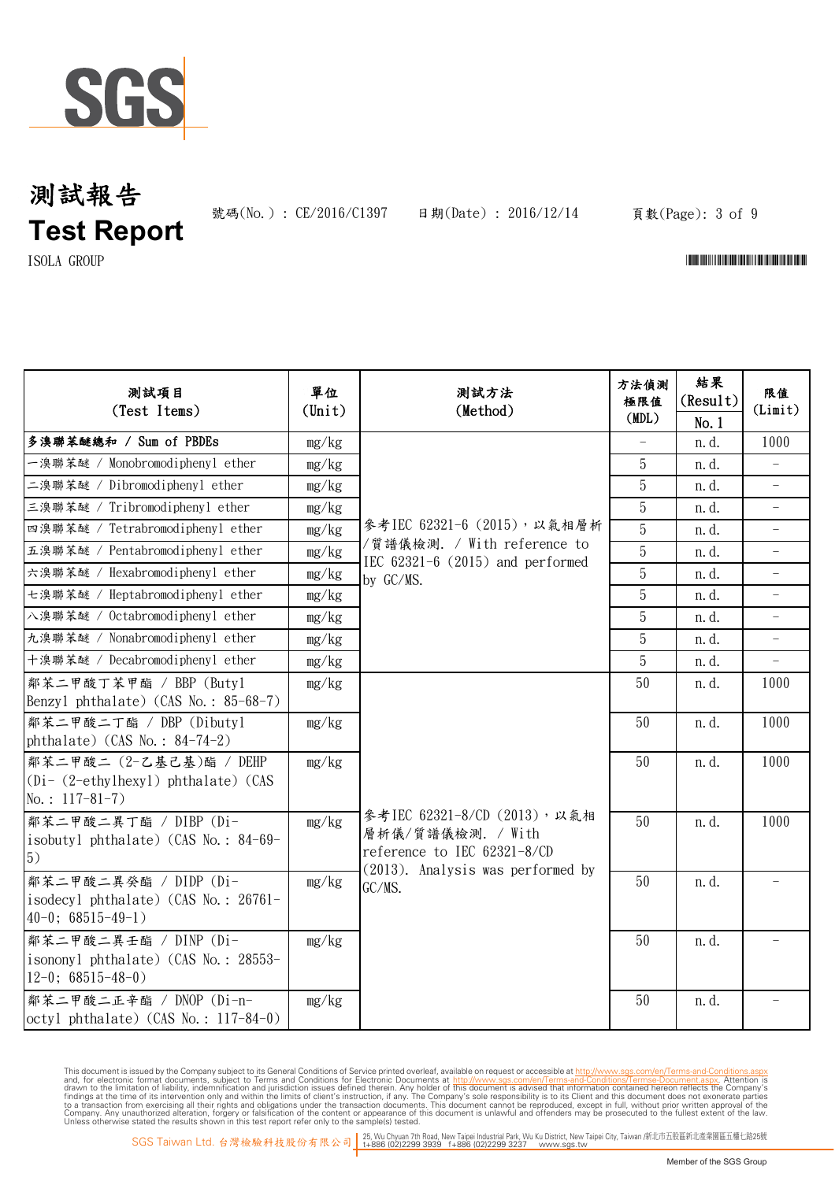# 測試報告
# Test Report

號碼(No.) : CE/2016/C1397　　日期(Date) : 2016/12/14

ISOLA GROUP

| 測試項目 (Test Items) | 單位 (Unit) | 測試方法 (Method) | 方法偵測極限值 (MDL) | 結果 (Result) No. 1 | 限值 (Limit) |
|---|---|---|---|---|---|
| 多溴聯苯醚總和 / Sum of PBDEs | mg/kg | 參考IEC 62321-6 (2015)，以氣相層析/質譜儀檢測. / With reference to IEC 62321-6 (2015) and performed by GC/MS. | - | n.d. | 1000 |
| 一溴聯苯醚 / Monobromodiphenyl ether | mg/kg | | 5 | n.d. | - |
| 二溴聯苯醚 / Dibromodiphenyl ether | mg/kg | | 5 | n.d. | - |
| 三溴聯苯醚 / Tribromodiphenyl ether | mg/kg | | 5 | n.d. | - |
| 四溴聯苯醚 / Tetrabromodiphenyl ether | mg/kg | | 5 | n.d. | - |
| 五溴聯苯醚 / Pentabromodiphenyl ether | mg/kg | | 5 | n.d. | - |
| 六溴聯苯醚 / Hexabromodiphenyl ether | mg/kg | | 5 | n.d. | - |
| 七溴聯苯醚 / Heptabromodiphenyl ether | mg/kg | | 5 | n.d. | - |
| 八溴聯苯醚 / Octabromodiphenyl ether | mg/kg | | 5 | n.d. | - |
| 九溴聯苯醚 / Nonabromodiphenyl ether | mg/kg | | 5 | n.d. | - |
| 十溴聯苯醚 / Decabromodiphenyl ether | mg/kg | | 5 | n.d. | - |
| 鄰苯二甲酸丁苯甲酯 / BBP (Butyl Benzyl phthalate) (CAS No.: 85-68-7) | mg/kg | 參考IEC 62321-8/CD (2013)，以氣相層析儀/質譜儀檢測. / With reference to IEC 62321-8/CD (2013). Analysis was performed by GC/MS. | 50 | n.d. | 1000 |
| 鄰苯二甲酸二丁酯 / DBP (Dibutyl phthalate) (CAS No.: 84-74-2) | mg/kg | | 50 | n.d. | 1000 |
| 鄰苯二甲酸二 (2-乙基己基)酯 / DEHP (Di- (2-ethylhexyl) phthalate) (CAS No.: 117-81-7) | mg/kg | | 50 | n.d. | 1000 |
| 鄰苯二甲酸二異丁酯 / DIBP (Di-isobutyl phthalate) (CAS No.: 84-69-5) | mg/kg | | 50 | n.d. | 1000 |
| 鄰苯二甲酸二異癸酯 / DIDP (Di-isodecyl phthalate) (CAS No.: 26761-40-0; 68515-49-1) | mg/kg | | 50 | n.d. | - |
| 鄰苯二甲酸二異壬酯 / DINP (Di-isononyl phthalate) (CAS No.: 28553-12-0; 68515-48-0) | mg/kg | | 50 | n.d. | - |
| 鄰苯二甲酸二正辛酯 / DNOP (Di-n-octyl phthalate) (CAS No.: 117-84-0) | mg/kg | | 50 | n.d. | - |

This document is issued by the Company subject to its General Conditions of Service printed overleaf, available on request or accessible at http://www.sgs.com/en/Terms-and-Conditions.aspx and, for electronic format documents, subject to Terms and Conditions for Electronic Documents at http://www.sgs.com/en/Terms-and-Conditions/Terms-e-Document.aspx. Attention is drawn to the limitation of liability, indemnification and jurisdiction issues defined therein. Any holder of this document is advised that information contained hereon reflects the Company's findings at the time of its intervention only and within the limits of client's instruction, if any. The Company's sole responsibility is to its Client and this document does not exonerate parties to a transaction from exercising all their rights and obligations under the transaction documents. This document cannot be reproduced, except in full, without prior written approval of the Company. Any unauthorized alteration, forgery or falsification of the content or appearance of this document is unlawful and offenders may be prosecuted to the fullest extent of the law. Unless otherwise stated the results shown in this test report refer only to the sample(s) tested.

SGS Taiwan Ltd. 台灣檢驗科技股份有限公司 | 25, Wu Chyuan 7th Road, New Taipei Industrial Park, Wu Ku District, New Taipei City, Taiwan /新北市五股區新北產業園區五權七路25號 t+886 (02)2299 3939 f+886 (02)2299 3237 www.sgs.tw

Member of the SGS Group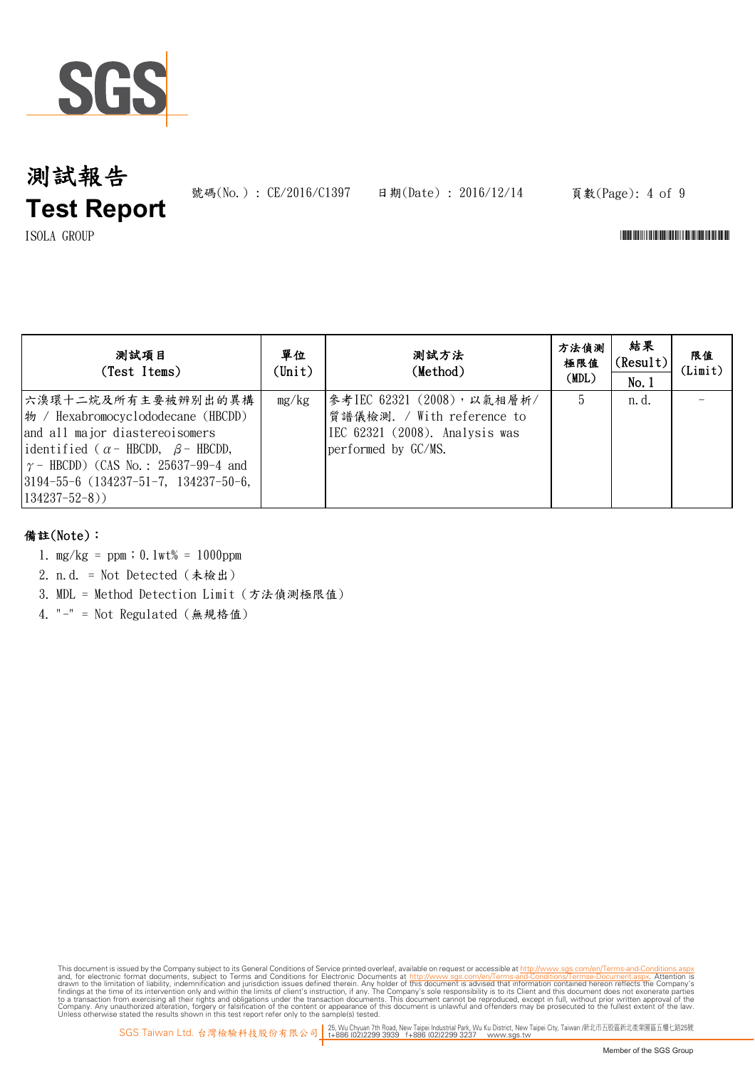# 測試報告
# Test Report

號碼(No.)：CE/2016/C1397　　日期(Date)：2016/12/14

ISOLA GROUP

| 測試項目 (Test Items) | 單位 (Unit) | 測試方法 (Method) | 方法偵測極限值 (MDL) | 結果 (Result) No.1 | 限值 (Limit) |
|---|---|---|---|---|---|
| 六溴環十二烷及所有主要被辨別出的異構物 / Hexabromocyclododecane (HBCDD) and all major diastereoisomers identified ( $\alpha$ - HBCDD, $\beta$ - HBCDD, $\gamma$ - HBCDD) (CAS No.: 25637-99-4 and 3194-55-6 (134237-51-7, 134237-50-6, 134237-52-8)) | mg/kg | 參考IEC 62321 (2008)，以氣相層析/質譜儀檢測. / With reference to IEC 62321 (2008). Analysis was performed by GC/MS. | 5 | n.d. | - |

**備註(Note)：**

1. mg/kg = ppm；0.1wt% = 1000ppm
2. n.d. = Not Detected (未檢出)
3. MDL = Method Detection Limit (方法偵測極限值)
4. "-" = Not Regulated (無規格值)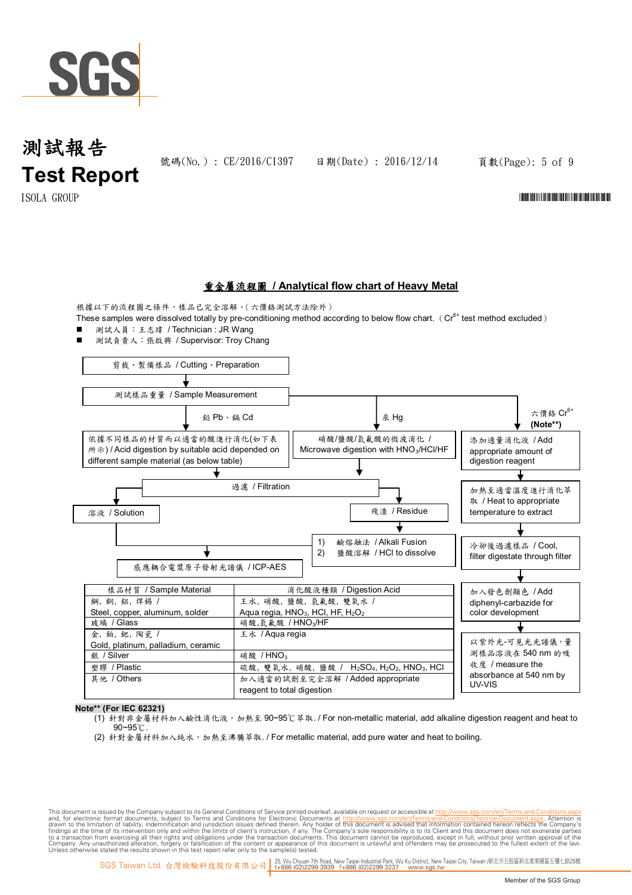測試報告
**Test Report**

號碼(No.) : CE/2016/C1397　　日期(Date) : 2016/12/14

ISOLA GROUP

## 重金屬流程圖 / Analytical flow chart of Heavy Metal

根據以下的流程圖之條件，樣品已完全溶解。(六價鉻測試方法除外)
These samples were dissolved totally by pre-conditioning method according to below flow chart. ($Cr^{6+}$ test method excluded)

- 測試人員：王志瑋 / Technician : JR Wang
- 測試負責人：張啟興 / Supervisor: Troy Chang

剪裁、製備樣品 / Cutting、Preparation
↓
測試樣品重量 / Sample Measurement

**鉛 Pb、鎘 Cd:**
依據不同樣品的材質而以適當的酸進行消化(如下表所示) / Acid digestion by suitable acid depended on different sample material (as below table)
↓
過濾 / Filtration → 溶液 / Solution ; 殘渣 / Residue
殘渣 / Residue → 1) 鹼熔融法 / Alkali Fusion 2) 鹽酸溶解 / HCl to dissolve
↓
感應耦合電漿原子發射光譜儀 / ICP-AES

**汞 Hg:**
硝酸/鹽酸/氫氟酸的微波消化 / Microwave digestion with $HNO_3$/HCl/HF
↓
過濾 / Filtration → 溶液 / Solution ; 殘渣 / Residue
↓
感應耦合電漿原子發射光譜儀 / ICP-AES

**六價鉻 $Cr^{6+}$ (Note**):**
添加適量消化液 / Add appropriate amount of digestion reagent
↓
加熱至適當溫度進行消化萃取 / Heat to appropriate temperature to extract
↓
冷卻後過濾樣品 / Cool, filter digestate through filter
↓
加入發色劑顯色 / Add diphenyl-carbazide for color development
↓
以紫外光-可見光光譜儀，量測樣品溶液在 540 nm 的吸收度 / measure the absorbance at 540 nm by UV-VIS

| 樣品材質 / Sample Material | 消化酸液種類 / Digestion Acid |
|---|---|
| 鋼, 銅, 鋁, 焊錫 / Steel, copper, aluminum, solder | 王水, 硝酸, 鹽酸, 氫氟酸, 雙氧水 / Aqua regia, $HNO_3$, HCl, HF, $H_2O_2$ |
| 玻璃 / Glass | 硝酸,氫氟酸 / $HNO_3$/HF |
| 金, 鉑, 鈀, 陶瓷 / Gold, platinum, palladium, ceramic | 王水 / Aqua regia |
| 銀 / Silver | 硝酸 / $HNO_3$ |
| 塑膠 / Plastic | 硫酸, 雙氧水, 硝酸, 鹽酸 / $H_2SO_4$, $H_2O_2$, $HNO_3$, HCl |
| 其他 / Others | 加入適當的試劑至完全溶解 / Added appropriate reagent to total digestion |

**Note** (For IEC 62321)**

(1) 針對非金屬材料加入鹼性消化液，加熱至 90~95℃ 萃取. / For non-metallic material, add alkaline digestion reagent and heat to 90~95℃.

(2) 針對金屬材料加入純水，加熱至沸騰萃取. / For metallic material, add pure water and heat to boiling.

This document is issued by the Company subject to its General Conditions of Service printed overleaf, available on request or accessible at http://www.sgs.com/en/Terms-and-Conditions.aspx and, for electronic format documents, subject to Terms and Conditions for Electronic Documents at http://www.sgs.com/en/Terms-and-Conditions/Terms-e-Document.aspx. Attention is drawn to the limitation of liability, indemnification and jurisdiction issues defined therein. Any holder of this document is advised that information contained hereon reflects the Company's findings at the time of its intervention only and within the limits of client's instruction, if any. The Company's sole responsibility is to its Client and this document does not exonerate parties to a transaction from exercising all their rights and obligations under the transaction documents. This document cannot be reproduced, except in full, without prior written approval of the Company. Any unauthorized alteration, forgery or falsification of the content or appearance of this document is unlawful and offenders may be prosecuted to the fullest extent of the law. Unless otherwise stated the results shown in this test report refer only to the sample(s) tested.

SGS Taiwan Ltd. 台灣檢驗科技股份有限公司 | 25, Wu Chyuan 7th Road, New Taipei Industrial Park, Wu Ku District, New Taipei City, Taiwan /新北市五股區新北產業園區五權七路25號 t+886 (02)2299 3939 f+886 (02)2299 3237 www.sgs.tw

Member of the SGS Group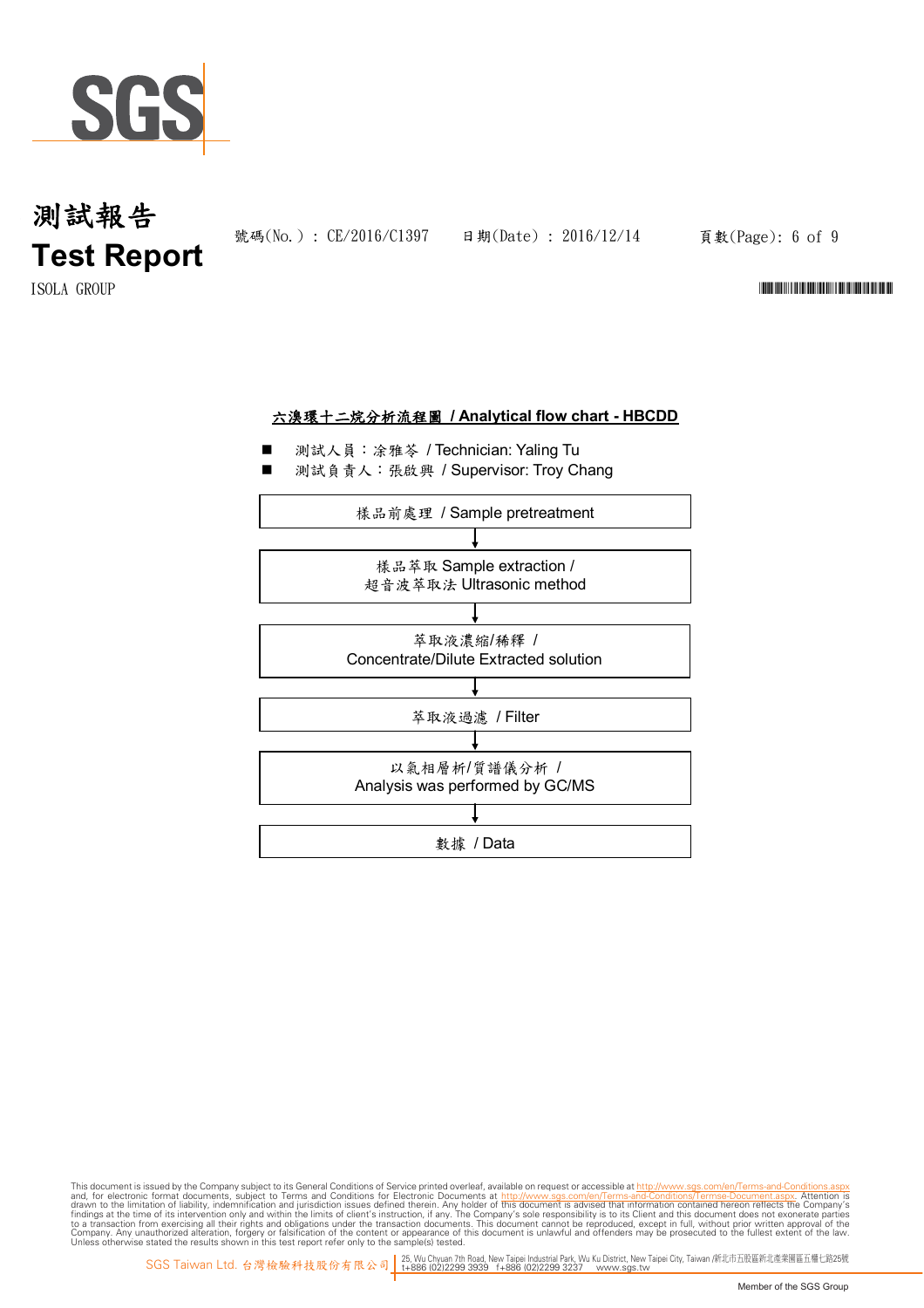## 六溴環十二烷分析流程圖 / Analytical flow chart - HBCDD

- 測試人員：涂雅苓 / Technician: Yaling Tu
- 測試負責人：張啟興 / Supervisor: Troy Chang

樣品前處理 / Sample pretreatment

↓

樣品萃取 Sample extraction /
超音波萃取法 Ultrasonic method

↓

萃取液濃縮/稀釋 /
Concentrate/Dilute Extracted solution

↓

萃取液過濾 / Filter

↓

以氣相層析/質譜儀分析 /
Analysis was performed by GC/MS

↓

數據 / Data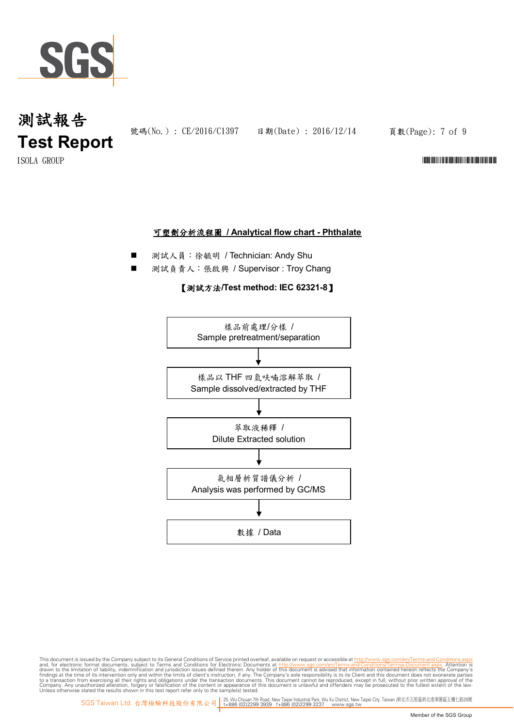# 測試報告
# Test Report

號碼(No.) : CE/2016/C1397　　日期(Date) : 2016/12/14

ISOLA GROUP

## 可塑劑分析流程圖 / Analytical flow chart - Phthalate

- 測試人員：徐毓明 / Technician: Andy Shu
- 測試負責人：張啟興 / Supervisor : Troy Chang

**【測試方法/Test method: IEC 62321-8】**

樣品前處理/分樣 / Sample pretreatment/separation

↓

樣品以 THF 四氫呋喃溶解萃取 / Sample dissolved/extracted by THF

↓

萃取液稀釋 / Dilute Extracted solution

↓

氣相層析質譜儀分析 / Analysis was performed by GC/MS

↓

數據 / Data

This document is issued by the Company subject to its General Conditions of Service printed overleaf, available on request or accessible at http://www.sgs.com/en/Terms-and-Conditions.aspx and, for electronic format documents, subject to Terms and Conditions for Electronic Documents at http://www.sgs.com/en/Terms-and-Conditions/Termse-Document.aspx. Attention is drawn to the limitation of liability, indemnification and jurisdiction issues defined therein. Any holder of this document is advised that information contained hereon reflects the Company's findings at the time of its intervention only and within the limits of client's instruction, if any. The Company's sole responsibility is to its Client and this document does not exonerate parties to a transaction from exercising all their rights and obligations under the transaction documents. This document cannot be reproduced, except in full, without prior written approval of the Company. Any unauthorized alteration, forgery or falsification of the content or appearance of this document is unlawful and offenders may be prosecuted to the fullest extent of the law. Unless otherwise stated the results shown in this test report refer only to the sample(s) tested.

SGS Taiwan Ltd. 台灣檢驗科技股份有限公司 | 25, Wu Chyuan 7th Road, New Taipei Industrial Park, Wu Ku District, New Taipei City, Taiwan /新北市五股區新北產業園區五權七路25號 t+886 (02)2299 3939 f+886 (02)2299 3237 www.sgs.tw

Member of the SGS Group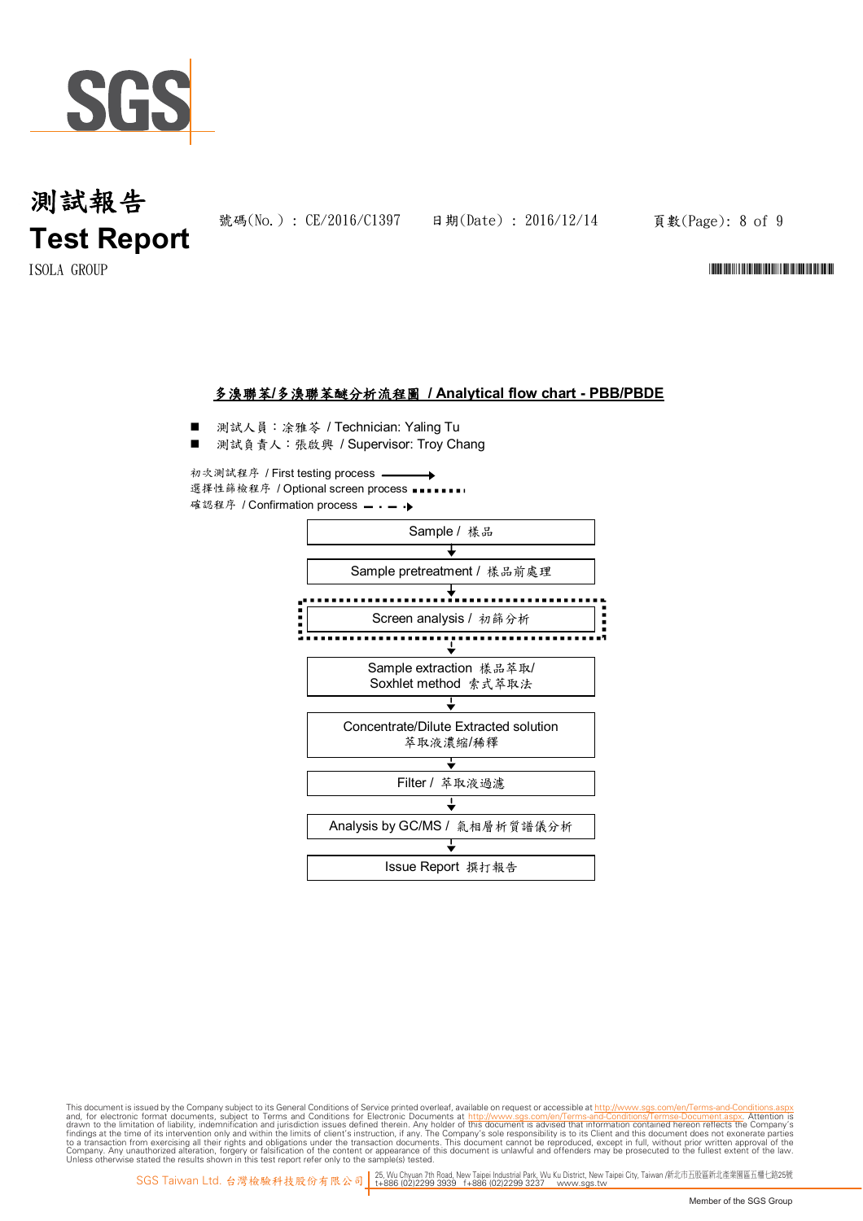## 多溴聯苯/多溴聯苯醚分析流程圖 / Analytical flow chart - PBB/PBDE

- 測試人員：涂雅苓 / Technician: Yaling Tu
- 測試負責人：張啟興 / Supervisor: Troy Chang

初次測試程序 / First testing process ——→
選擇性篩檢程序 / Optional screen process ▪▪▪▪▪▪▪
確認程序 / Confirmation process — · — ·→

Sample / 樣品
↓
Sample pretreatment / 樣品前處理
↓
Screen analysis / 初篩分析
↓
Sample extraction 樣品萃取/
Soxhlet method 索式萃取法
↓
Concentrate/Dilute Extracted solution
萃取液濃縮/稀釋
↓
Filter / 萃取液過濾
↓
Analysis by GC/MS / 氣相層析質譜儀分析
↓
Issue Report 撰打報告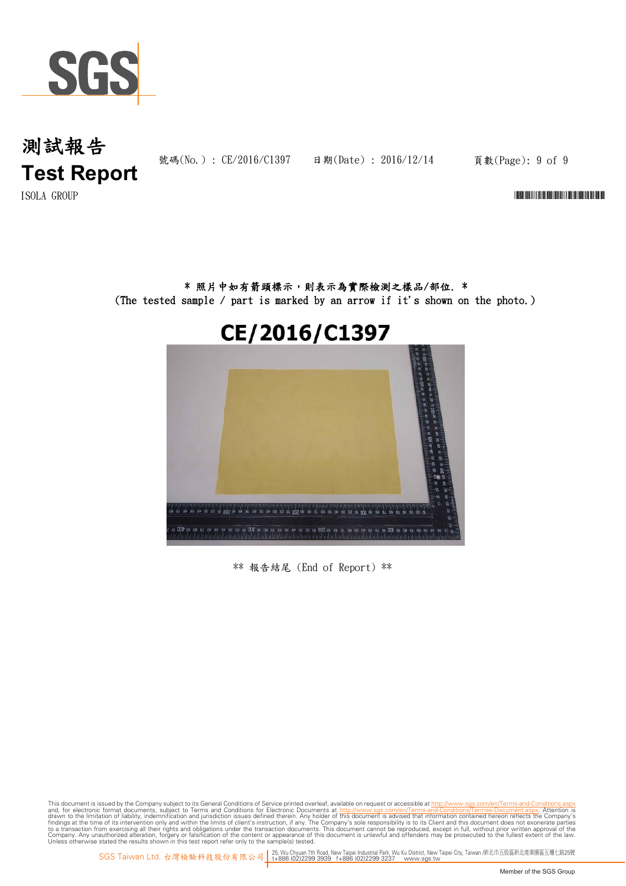# 測試報告
# Test Report

號碼(No.) : CE/2016/C1397　　日期(Date) : 2016/12/14

ISOLA GROUP

\* 照片中如有箭頭標示，則表示為實際檢測之樣品/部位. \*
(The tested sample / part is marked by an arrow if it's shown on the photo.)

CE/2016/C1397

\*\* 報告結尾 (End of Report) \*\*

This document is issued by the Company subject to its General Conditions of Service printed overleaf, available on request or accessible at http://www.sgs.com/en/Terms-and-Conditions.aspx and, for electronic format documents, subject to Terms and Conditions for Electronic Documents at http://www.sgs.com/en/Terms-and-Conditions/Termse-Document.aspx. Attention is drawn to the limitation of liability, indemnification and jurisdiction issues defined therein. Any holder of this document is advised that information contained hereon reflects the Company's findings at the time of its intervention only and within the limits of client's instruction, if any. The Company's sole responsibility is to its Client and this document does not exonerate parties to a transaction from exercising all their rights and obligations under the transaction documents. This document cannot be reproduced, except in full, without prior written approval of the Company. Any unauthorized alteration, forgery or falsification of the content or appearance of this document is unlawful and offenders may be prosecuted to the fullest extent of the law. Unless otherwise stated the results shown in this test report refer only to the sample(s) tested.

SGS Taiwan Ltd. 台灣檢驗科技股份有限公司 | 25, Wu Chyuan 7th Road, New Taipei Industrial Park, Wu Ku District, New Taipei City, Taiwan /新北市五股區新北產業園區五權七路25號 t+886 (02)2299 3939 f+886 (02)2299 3237 www.sgs.tw

Member of the SGS Group